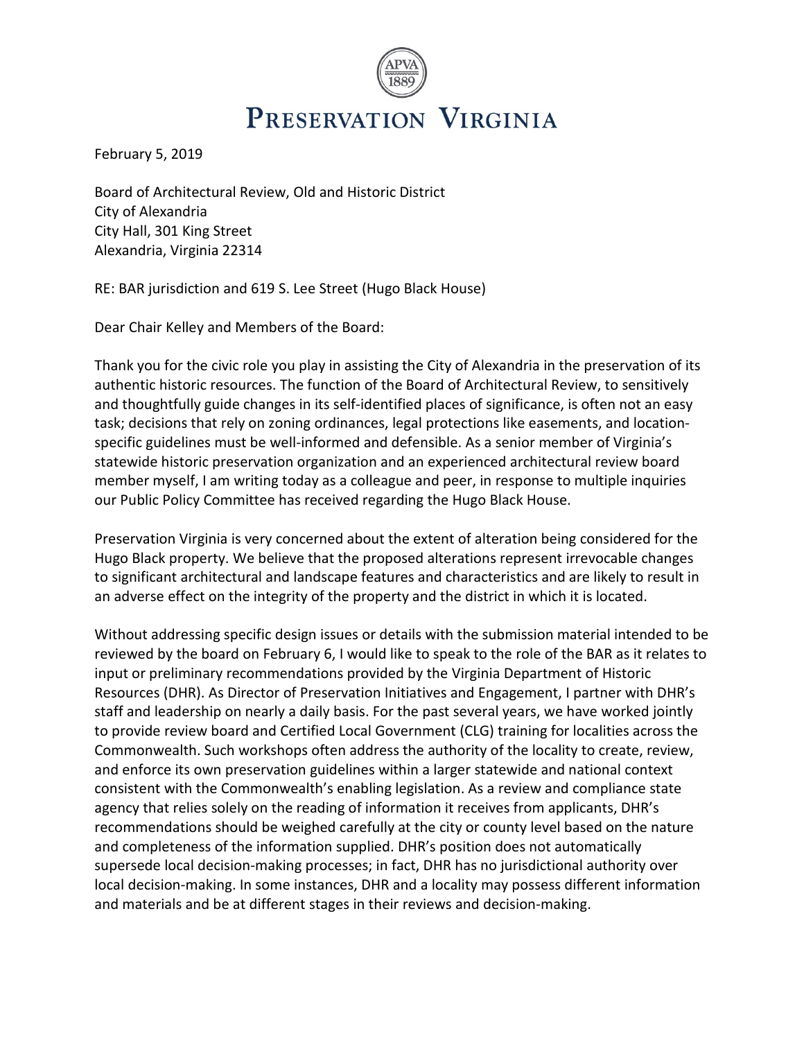# Preservation Virginia

February 5, 2019

Board of Architectural Review, Old and Historic District
City of Alexandria
City Hall, 301 King Street
Alexandria, Virginia 22314

RE: BAR jurisdiction and 619 S. Lee Street (Hugo Black House)

Dear Chair Kelley and Members of the Board:

Thank you for the civic role you play in assisting the City of Alexandria in the preservation of its authentic historic resources. The function of the Board of Architectural Review, to sensitively and thoughtfully guide changes in its self-identified places of significance, is often not an easy task; decisions that rely on zoning ordinances, legal protections like easements, and location-specific guidelines must be well-informed and defensible. As a senior member of Virginia's statewide historic preservation organization and an experienced architectural review board member myself, I am writing today as a colleague and peer, in response to multiple inquiries our Public Policy Committee has received regarding the Hugo Black House.

Preservation Virginia is very concerned about the extent of alteration being considered for the Hugo Black property. We believe that the proposed alterations represent irrevocable changes to significant architectural and landscape features and characteristics and are likely to result in an adverse effect on the integrity of the property and the district in which it is located.

Without addressing specific design issues or details with the submission material intended to be reviewed by the board on February 6, I would like to speak to the role of the BAR as it relates to input or preliminary recommendations provided by the Virginia Department of Historic Resources (DHR). As Director of Preservation Initiatives and Engagement, I partner with DHR's staff and leadership on nearly a daily basis. For the past several years, we have worked jointly to provide review board and Certified Local Government (CLG) training for localities across the Commonwealth. Such workshops often address the authority of the locality to create, review, and enforce its own preservation guidelines within a larger statewide and national context consistent with the Commonwealth's enabling legislation. As a review and compliance state agency that relies solely on the reading of information it receives from applicants, DHR's recommendations should be weighed carefully at the city or county level based on the nature and completeness of the information supplied. DHR's position does not automatically supersede local decision-making processes; in fact, DHR has no jurisdictional authority over local decision-making. In some instances, DHR and a locality may possess different information and materials and be at different stages in their reviews and decision-making.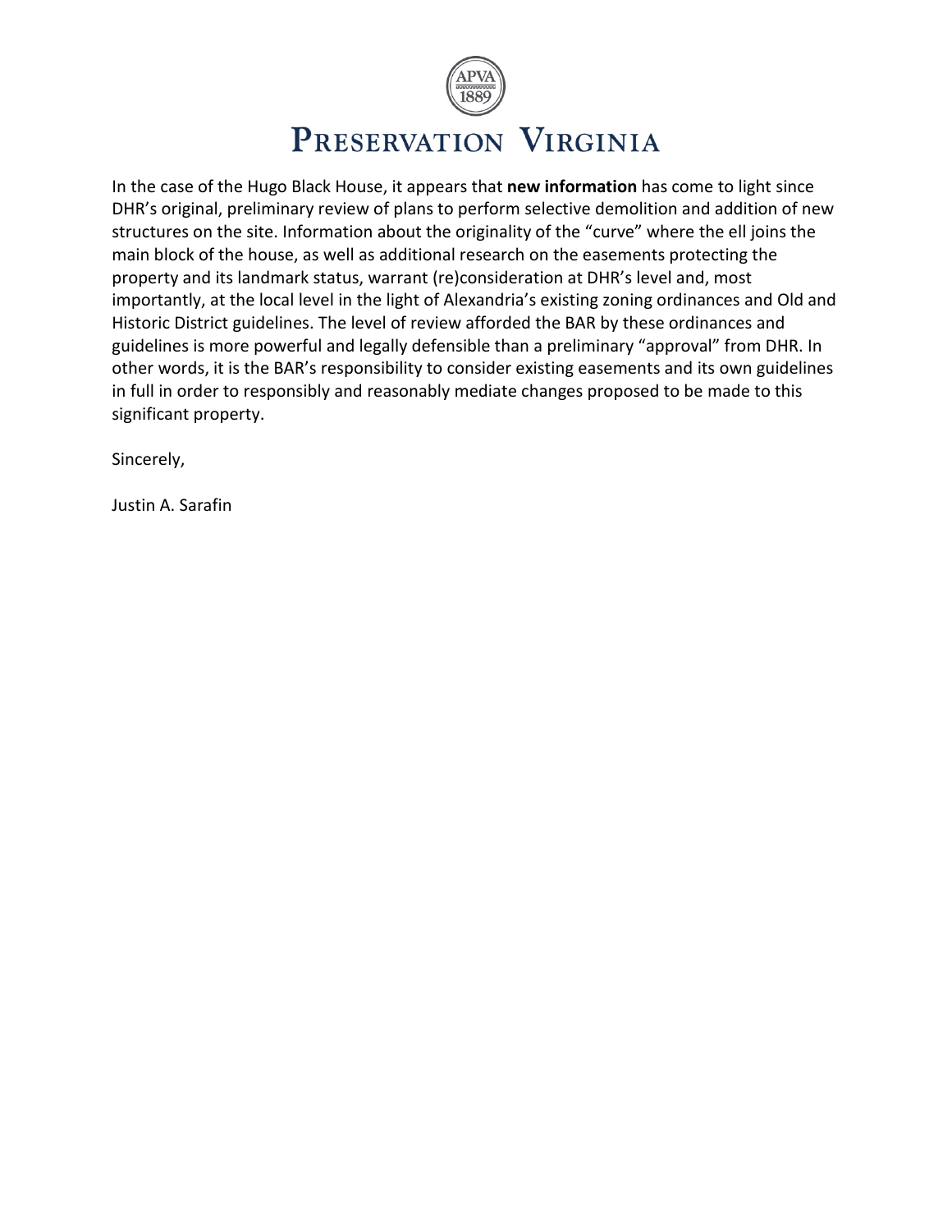In the case of the Hugo Black House, it appears that **new information** has come to light since DHR's original, preliminary review of plans to perform selective demolition and addition of new structures on the site. Information about the originality of the "curve" where the ell joins the main block of the house, as well as additional research on the easements protecting the property and its landmark status, warrant (re)consideration at DHR's level and, most importantly, at the local level in the light of Alexandria's existing zoning ordinances and Old and Historic District guidelines. The level of review afforded the BAR by these ordinances and guidelines is more powerful and legally defensible than a preliminary "approval" from DHR. In other words, it is the BAR's responsibility to consider existing easements and its own guidelines in full in order to responsibly and reasonably mediate changes proposed to be made to this significant property.

Sincerely,

Justin A. Sarafin